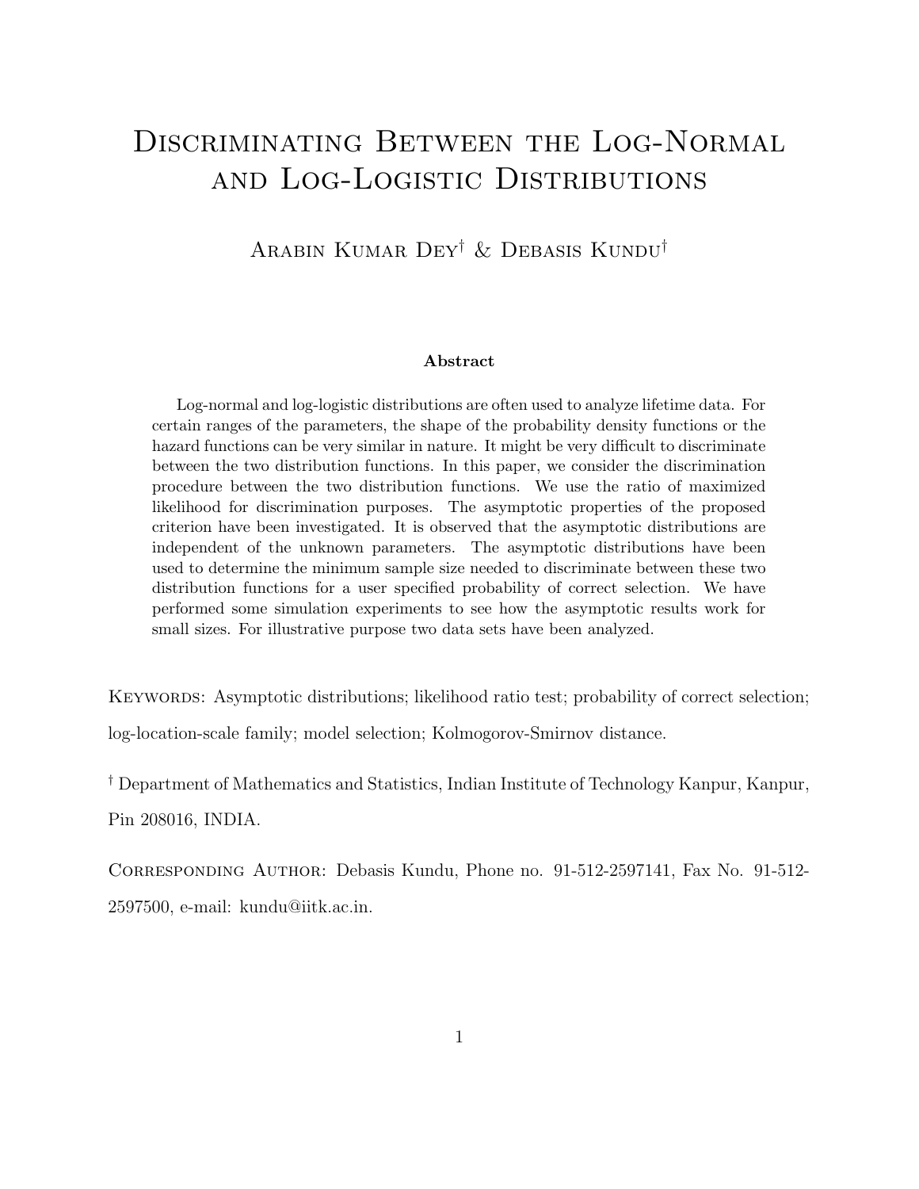# Discriminating Between the Log-Normal and Log-Logistic Distributions

Arabin Kumar Dey[†] & Debasis Kundu[†]

**Abstract**

Log-normal and log-logistic distributions are often used to analyze lifetime data. For certain ranges of the parameters, the shape of the probability density functions or the hazard functions can be very similar in nature. It might be very difficult to discriminate between the two distribution functions. In this paper, we consider the discrimination procedure between the two distribution functions. We use the ratio of maximized likelihood for discrimination purposes. The asymptotic properties of the proposed criterion have been investigated. It is observed that the asymptotic distributions are independent of the unknown parameters. The asymptotic distributions have been used to determine the minimum sample size needed to discriminate between these two distribution functions for a user specified probability of correct selection. We have performed some simulation experiments to see how the asymptotic results work for small sizes. For illustrative purpose two data sets have been analyzed.

Keywords: Asymptotic distributions; likelihood ratio test; probability of correct selection; log-location-scale family; model selection; Kolmogorov-Smirnov distance.

[†] Department of Mathematics and Statistics, Indian Institute of Technology Kanpur, Kanpur, Pin 208016, INDIA.

Corresponding Author: Debasis Kundu, Phone no. 91-512-2597141, Fax No. 91-512-2597500, e-mail: kundu@iitk.ac.in.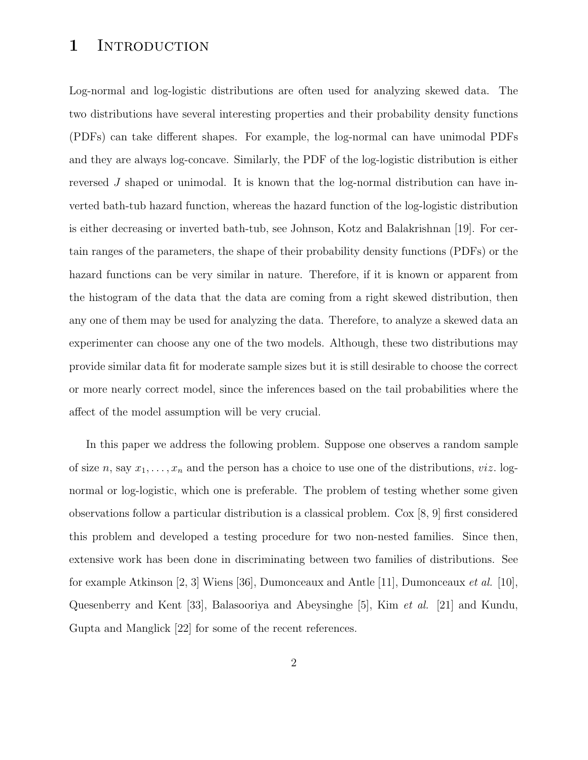# 1 Introduction

Log-normal and log-logistic distributions are often used for analyzing skewed data. The two distributions have several interesting properties and their probability density functions (PDFs) can take different shapes. For example, the log-normal can have unimodal PDFs and they are always log-concave. Similarly, the PDF of the log-logistic distribution is either reversed $J$ shaped or unimodal. It is known that the log-normal distribution can have inverted bath-tub hazard function, whereas the hazard function of the log-logistic distribution is either decreasing or inverted bath-tub, see Johnson, Kotz and Balakrishnan [19]. For certain ranges of the parameters, the shape of their probability density functions (PDFs) or the hazard functions can be very similar in nature. Therefore, if it is known or apparent from the histogram of the data that the data are coming from a right skewed distribution, then any one of them may be used for analyzing the data. Therefore, to analyze a skewed data an experimenter can choose any one of the two models. Although, these two distributions may provide similar data fit for moderate sample sizes but it is still desirable to choose the correct or more nearly correct model, since the inferences based on the tail probabilities where the affect of the model assumption will be very crucial.

In this paper we address the following problem. Suppose one observes a random sample of size $n$, say $x_1, \ldots, x_n$ and the person has a choice to use one of the distributions, *viz*. log-normal or log-logistic, which one is preferable. The problem of testing whether some given observations follow a particular distribution is a classical problem. Cox [8, 9] first considered this problem and developed a testing procedure for two non-nested families. Since then, extensive work has been done in discriminating between two families of distributions. See for example Atkinson [2, 3] Wiens [36], Dumonceaux and Antle [11], Dumonceaux *et al.* [10], Quesenberry and Kent [33], Balasooriya and Abeysinghe [5], Kim *et al.* [21] and Kundu, Gupta and Manglick [22] for some of the recent references.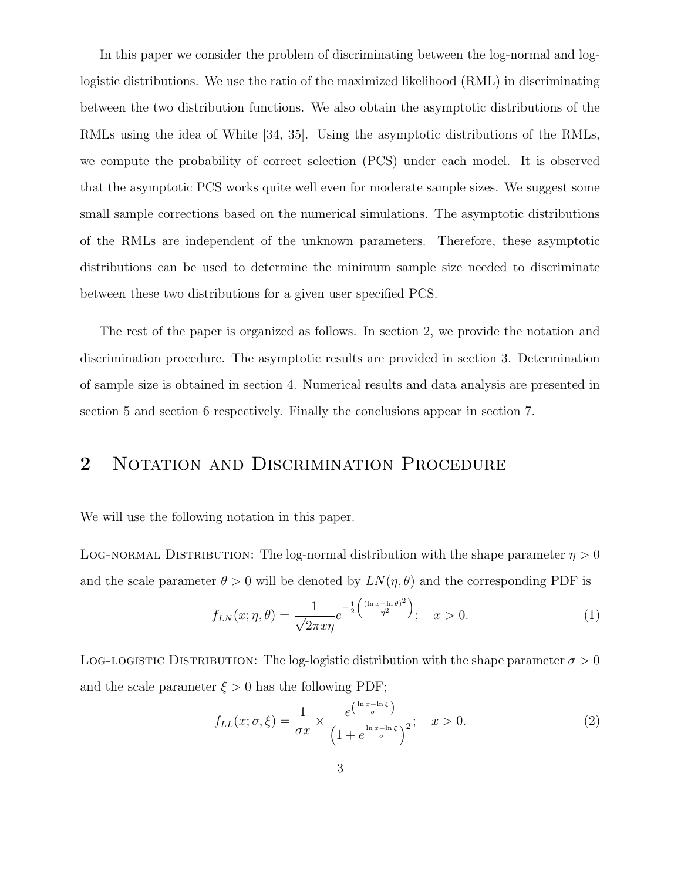In this paper we consider the problem of discriminating between the log-normal and log-logistic distributions. We use the ratio of the maximized likelihood (RML) in discriminating between the two distribution functions. We also obtain the asymptotic distributions of the RMLs using the idea of White [34, 35]. Using the asymptotic distributions of the RMLs, we compute the probability of correct selection (PCS) under each model. It is observed that the asymptotic PCS works quite well even for moderate sample sizes. We suggest some small sample corrections based on the numerical simulations. The asymptotic distributions of the RMLs are independent of the unknown parameters. Therefore, these asymptotic distributions can be used to determine the minimum sample size needed to discriminate between these two distributions for a given user specified PCS.

The rest of the paper is organized as follows. In section 2, we provide the notation and discrimination procedure. The asymptotic results are provided in section 3. Determination of sample size is obtained in section 4. Numerical results and data analysis are presented in section 5 and section 6 respectively. Finally the conclusions appear in section 7.

## 2 Notation and Discrimination Procedure

We will use the following notation in this paper.

Log-normal Distribution: The log-normal distribution with the shape parameter $\eta > 0$ and the scale parameter $\theta > 0$ will be denoted by $LN(\eta, \theta)$ and the corresponding PDF is

$$f_{LN}(x; \eta, \theta) = \frac{1}{\sqrt{2\pi} x \eta} e^{-\frac{1}{2}\left(\frac{(\ln x - \ln \theta)^2}{\eta^2}\right)}; \quad x > 0. \tag{1}$$

Log-logistic Distribution: The log-logistic distribution with the shape parameter $\sigma > 0$ and the scale parameter $\xi > 0$ has the following PDF;

$$f_{LL}(x; \sigma, \xi) = \frac{1}{\sigma x} \times \frac{e^{\left(\frac{\ln x - \ln \xi}{\sigma}\right)}}{\left(1 + e^{\frac{\ln x - \ln \xi}{\sigma}}\right)^2}; \quad x > 0. \tag{2}$$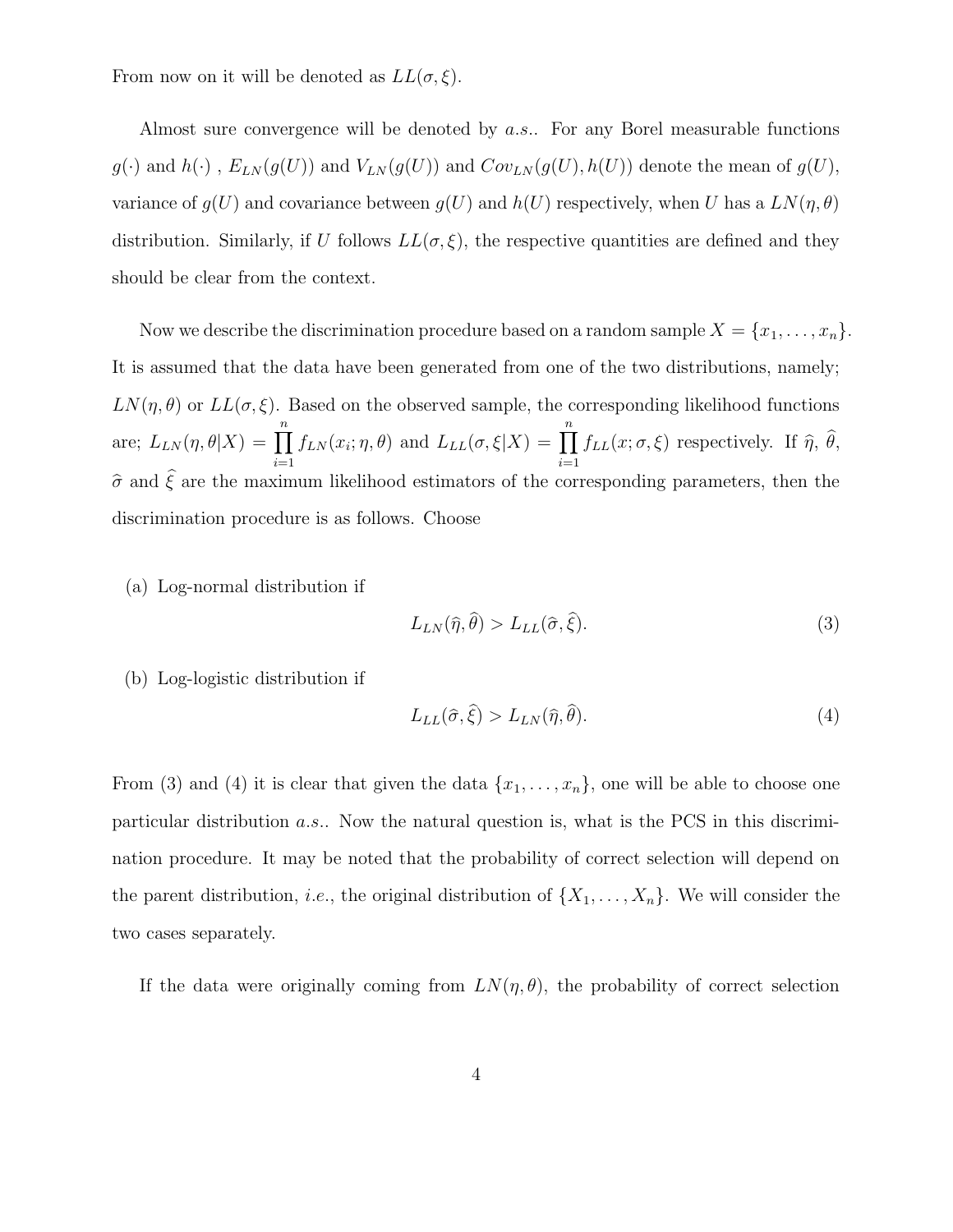From now on it will be denoted as $LL(\sigma, \xi)$.

Almost sure convergence will be denoted by *a.s.*. For any Borel measurable functions $g(\cdot)$ and $h(\cdot)$ , $E_{LN}(g(U))$ and $V_{LN}(g(U))$ and $Cov_{LN}(g(U), h(U))$ denote the mean of $g(U)$, variance of $g(U)$ and covariance between $g(U)$ and $h(U)$ respectively, when $U$ has a $LN(\eta, \theta)$ distribution. Similarly, if $U$ follows $LL(\sigma, \xi)$, the respective quantities are defined and they should be clear from the context.

Now we describe the discrimination procedure based on a random sample $X = \{x_1, \ldots, x_n\}$. It is assumed that the data have been generated from one of the two distributions, namely; $LN(\eta, \theta)$ or $LL(\sigma, \xi)$. Based on the observed sample, the corresponding likelihood functions are; $L_{LN}(\eta, \theta|X) = \prod_{i=1}^{n} f_{LN}(x_i; \eta, \theta)$ and $L_{LL}(\sigma, \xi|X) = \prod_{i=1}^{n} f_{LL}(x; \sigma, \xi)$ respectively. If $\widehat{\eta}$, $\widehat{\theta}$, $\widehat{\sigma}$ and $\widehat{\xi}$ are the maximum likelihood estimators of the corresponding parameters, then the discrimination procedure is as follows. Choose

(a) Log-normal distribution if

$$L_{LN}(\widehat{\eta}, \widehat{\theta}) > L_{LL}(\widehat{\sigma}, \widehat{\xi}). \tag{3}$$

(b) Log-logistic distribution if

$$L_{LL}(\widehat{\sigma}, \widehat{\xi}) > L_{LN}(\widehat{\eta}, \widehat{\theta}). \tag{4}$$

From (3) and (4) it is clear that given the data $\{x_1, \ldots, x_n\}$, one will be able to choose one particular distribution *a.s.*. Now the natural question is, what is the PCS in this discrimination procedure. It may be noted that the probability of correct selection will depend on the parent distribution, *i.e.*, the original distribution of $\{X_1, \ldots, X_n\}$. We will consider the two cases separately.

If the data were originally coming from $LN(\eta, \theta)$, the probability of correct selection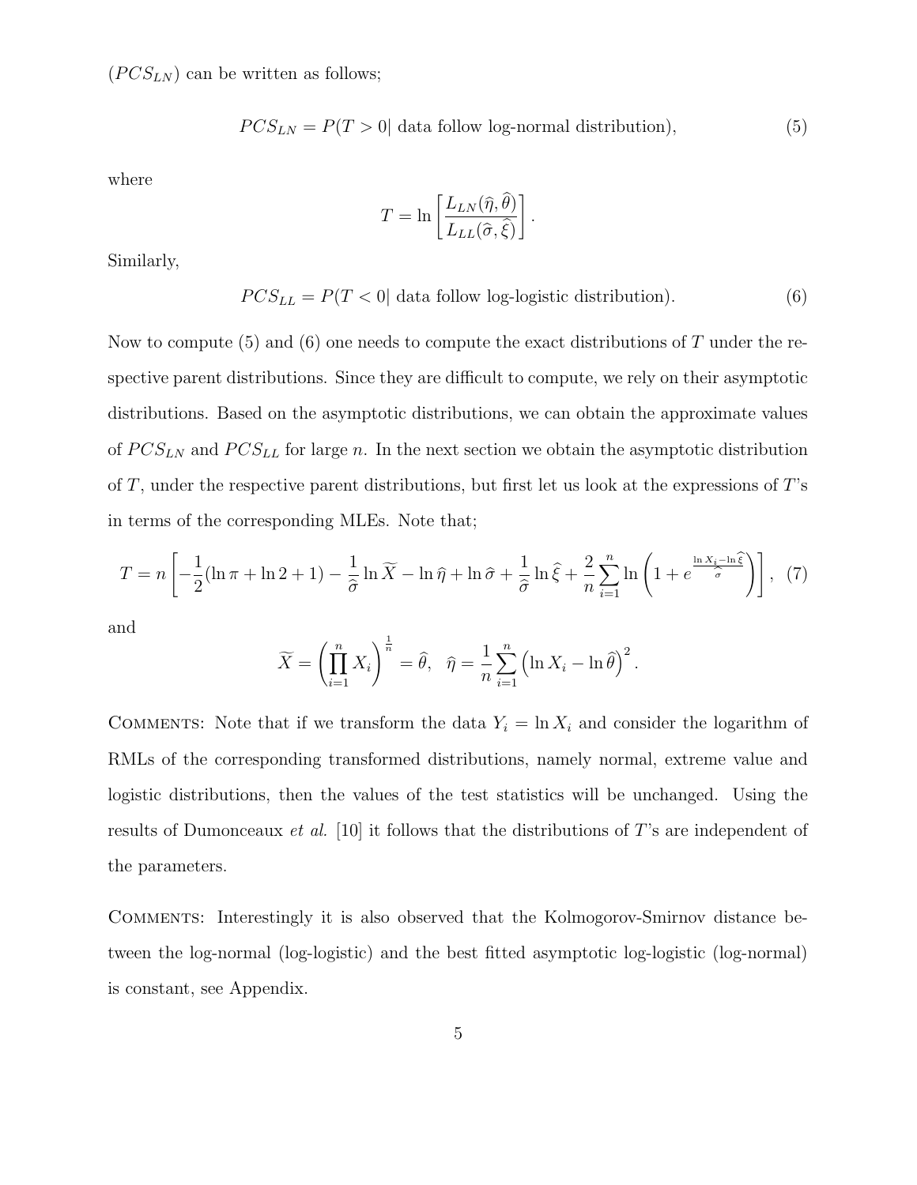($PCS_{LN}$) can be written as follows;

$$PCS_{LN} = P(T > 0 | \text{ data follow log-normal distribution}), \tag{5}$$

where

$$T = \ln\left[\frac{L_{LN}(\widehat{\eta}, \widehat{\theta})}{L_{LL}(\widehat{\sigma}, \widehat{\xi})}\right].$$

Similarly,

$$PCS_{LL} = P(T < 0 | \text{ data follow log-logistic distribution}). \tag{6}$$

Now to compute (5) and (6) one needs to compute the exact distributions of $T$ under the respective parent distributions. Since they are difficult to compute, we rely on their asymptotic distributions. Based on the asymptotic distributions, we can obtain the approximate values of $PCS_{LN}$ and $PCS_{LL}$ for large $n$. In the next section we obtain the asymptotic distribution of $T$, under the respective parent distributions, but first let us look at the expressions of $T$'s in terms of the corresponding MLEs. Note that;

$$T = n\left[-\frac{1}{2}(\ln\pi + \ln 2 + 1) - \frac{1}{\widehat{\sigma}}\ln\widetilde{X} - \ln\widehat{\eta} + \ln\widehat{\sigma} + \frac{1}{\widehat{\sigma}}\ln\widehat{\xi} + \frac{2}{n}\sum_{i=1}^{n}\ln\left(1 + e^{\frac{\ln X_i - \ln\widehat{\xi}}{\widehat{\sigma}}}\right)\right], \tag{7}$$

and

$$\widetilde{X} = \left(\prod_{i=1}^{n} X_i\right)^{\frac{1}{n}} = \widehat{\theta}, \quad \widehat{\eta} = \frac{1}{n}\sum_{i=1}^{n}\left(\ln X_i - \ln\widehat{\theta}\right)^2.$$

Comments: Note that if we transform the data $Y_i = \ln X_i$ and consider the logarithm of RMLs of the corresponding transformed distributions, namely normal, extreme value and logistic distributions, then the values of the test statistics will be unchanged. Using the results of Dumonceaux *et al.* [10] it follows that the distributions of $T$'s are independent of the parameters.

Comments: Interestingly it is also observed that the Kolmogorov-Smirnov distance between the log-normal (log-logistic) and the best fitted asymptotic log-logistic (log-normal) is constant, see Appendix.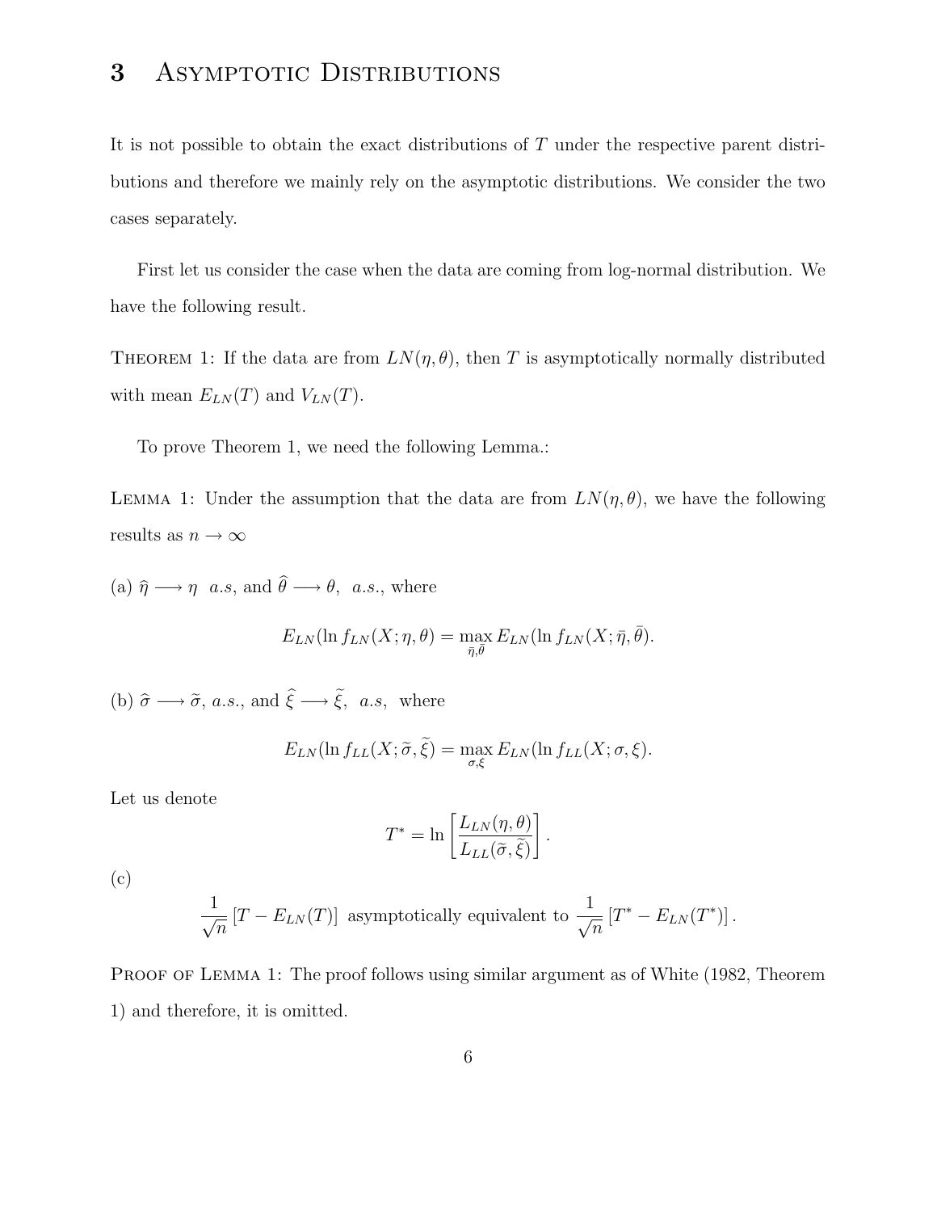## 3 Asymptotic Distributions

It is not possible to obtain the exact distributions of $T$ under the respective parent distributions and therefore we mainly rely on the asymptotic distributions. We consider the two cases separately.

First let us consider the case when the data are coming from log-normal distribution. We have the following result.

Theorem 1: If the data are from $LN(\eta, \theta)$, then $T$ is asymptotically normally distributed with mean $E_{LN}(T)$ and $V_{LN}(T)$.

To prove Theorem 1, we need the following Lemma.:

Lemma 1: Under the assumption that the data are from $LN(\eta, \theta)$, we have the following results as $n \to \infty$

(a) $\widehat{\eta} \longrightarrow \eta$ *a.s*, and $\widehat{\theta} \longrightarrow \theta$, *a.s.*, where

$$E_{LN}(\ln f_{LN}(X; \eta, \theta) = \max_{\bar{\eta}, \bar{\theta}} E_{LN}(\ln f_{LN}(X; \bar{\eta}, \bar{\theta}).$$

(b) $\widehat{\sigma} \longrightarrow \widetilde{\sigma}$, *a.s.*, and $\widehat{\xi} \longrightarrow \widetilde{\xi}$, *a.s*, where

$$E_{LN}(\ln f_{LL}(X; \widetilde{\sigma}, \widetilde{\xi}) = \max_{\sigma, \xi} E_{LN}(\ln f_{LL}(X; \sigma, \xi).$$

Let us denote

$$T^* = \ln \left[ \frac{L_{LN}(\eta, \theta)}{L_{LL}(\widetilde{\sigma}, \widetilde{\xi})} \right].$$

(c)

$$\frac{1}{\sqrt{n}} \left[ T - E_{LN}(T) \right] \text{ asymptotically equivalent to } \frac{1}{\sqrt{n}} \left[ T^* - E_{LN}(T^*) \right].$$

Proof of Lemma 1: The proof follows using similar argument as of White (1982, Theorem 1) and therefore, it is omitted.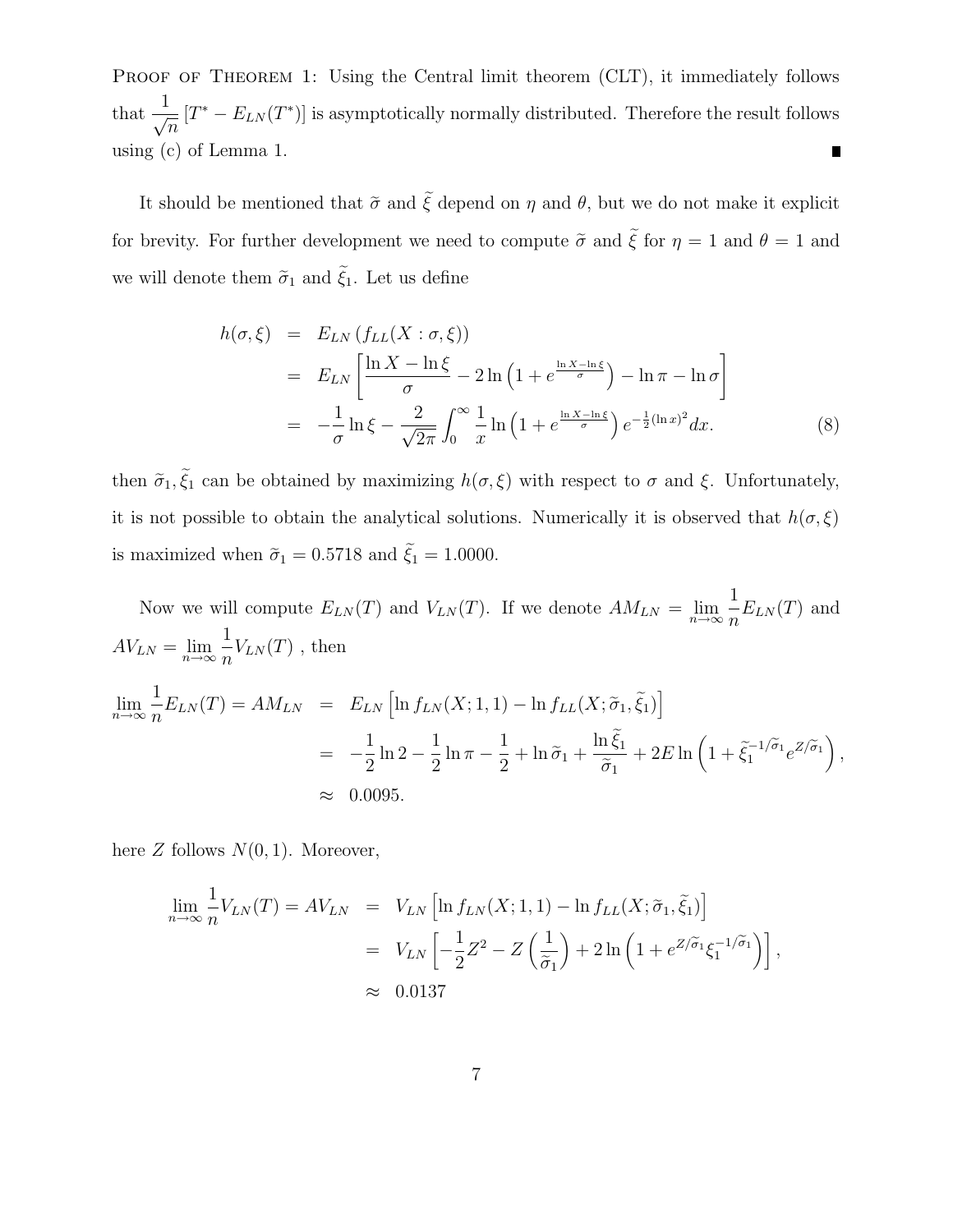Proof of Theorem 1: Using the Central limit theorem (CLT), it immediately follows that $\frac{1}{\sqrt{n}}[T^* - E_{LN}(T^*)]$ is asymptotically normally distributed. Therefore the result follows using (c) of Lemma 1. ∎

It should be mentioned that $\widetilde{\sigma}$ and $\widetilde{\xi}$ depend on $\eta$ and $\theta$, but we do not make it explicit for brevity. For further development we need to compute $\widetilde{\sigma}$ and $\widetilde{\xi}$ for $\eta = 1$ and $\theta = 1$ and we will denote them $\widetilde{\sigma}_1$ and $\widetilde{\xi}_1$. Let us define

$$
\begin{aligned}
h(\sigma, \xi) &= E_{LN}\left(f_{LL}(X : \sigma, \xi)\right) \\
&= E_{LN}\left[\frac{\ln X - \ln \xi}{\sigma} - 2\ln\left(1 + e^{\frac{\ln X - \ln \xi}{\sigma}}\right) - \ln \pi - \ln \sigma\right] \\
&= -\frac{1}{\sigma}\ln \xi - \frac{2}{\sqrt{2\pi}}\int_0^\infty \frac{1}{x}\ln\left(1 + e^{\frac{\ln X - \ln \xi}{\sigma}}\right) e^{-\frac{1}{2}(\ln x)^2} dx. \qquad (8)
\end{aligned}
$$

then $\widetilde{\sigma}_1, \widetilde{\xi}_1$ can be obtained by maximizing $h(\sigma, \xi)$ with respect to $\sigma$ and $\xi$. Unfortunately, it is not possible to obtain the analytical solutions. Numerically it is observed that $h(\sigma, \xi)$ is maximized when $\widetilde{\sigma}_1 = 0.5718$ and $\widetilde{\xi}_1 = 1.0000$.

Now we will compute $E_{LN}(T)$ and $V_{LN}(T)$. If we denote $AM_{LN} = \lim_{n \to \infty} \frac{1}{n} E_{LN}(T)$ and $AV_{LN} = \lim_{n \to \infty} \frac{1}{n} V_{LN}(T)$ , then

$$
\begin{aligned}
\lim_{n \to \infty} \frac{1}{n} E_{LN}(T) = AM_{LN} &= E_{LN}\left[\ln f_{LN}(X; 1, 1) - \ln f_{LL}(X; \widetilde{\sigma}_1, \widetilde{\xi}_1)\right] \\
&= -\frac{1}{2}\ln 2 - \frac{1}{2}\ln \pi - \frac{1}{2} + \ln \widetilde{\sigma}_1 + \frac{\ln \widetilde{\xi}_1}{\widetilde{\sigma}_1} + 2E\ln\left(1 + \widetilde{\xi}_1^{-1/\widetilde{\sigma}_1} e^{Z/\widetilde{\sigma}_1}\right), \\
&\approx 0.0095.
\end{aligned}
$$

here $Z$ follows $N(0, 1)$. Moreover,

$$
\begin{aligned}
\lim_{n \to \infty} \frac{1}{n} V_{LN}(T) = AV_{LN} &= V_{LN}\left[\ln f_{LN}(X; 1, 1) - \ln f_{LL}(X; \widetilde{\sigma}_1, \widetilde{\xi}_1)\right] \\
&= V_{LN}\left[-\frac{1}{2}Z^2 - Z\left(\frac{1}{\widetilde{\sigma}_1}\right) + 2\ln\left(1 + e^{Z/\widetilde{\sigma}_1}\widetilde{\xi}_1^{-1/\widetilde{\sigma}_1}\right)\right], \\
&\approx 0.0137
\end{aligned}
$$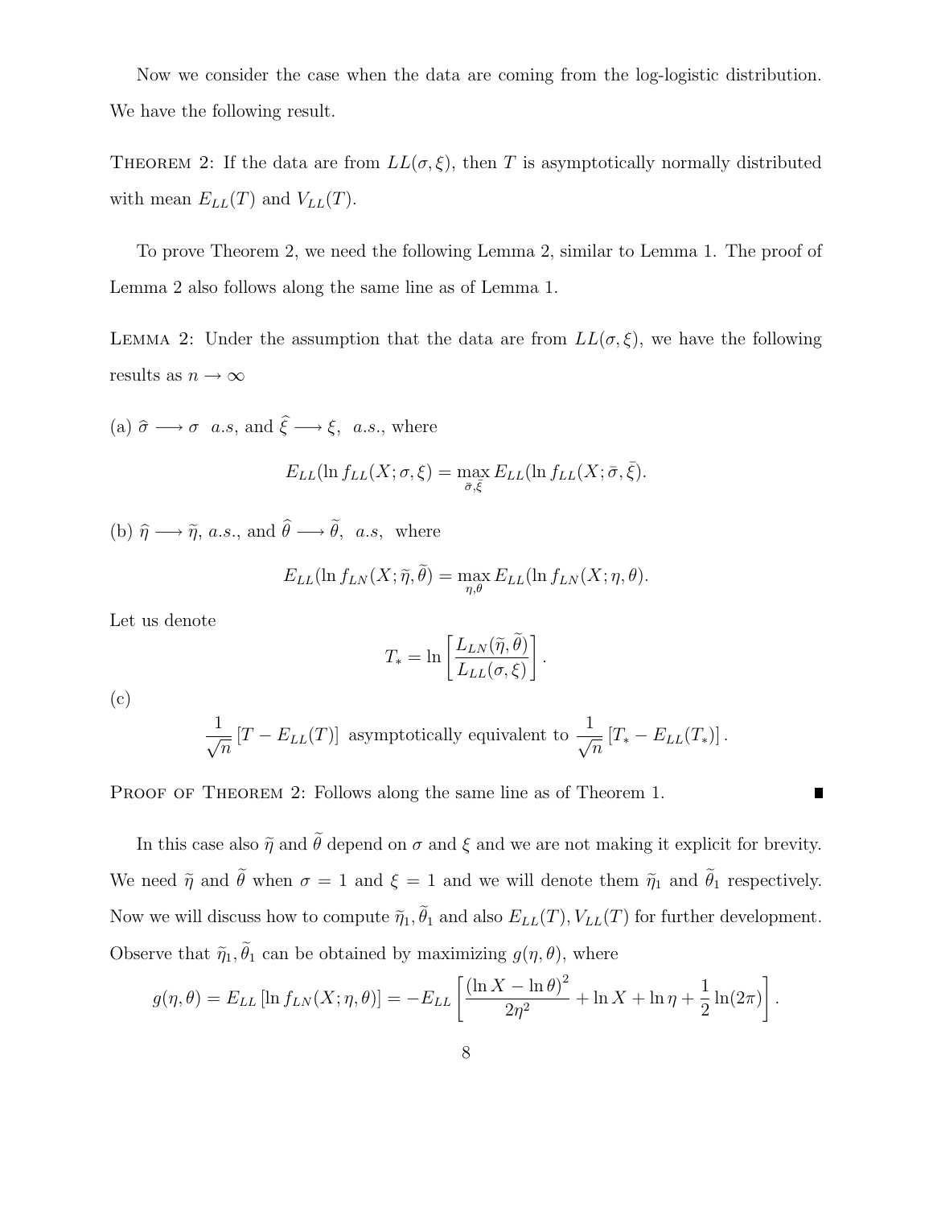Now we consider the case when the data are coming from the log-logistic distribution. We have the following result.

THEOREM 2: If the data are from $LL(\sigma, \xi)$, then $T$ is asymptotically normally distributed with mean $E_{LL}(T)$ and $V_{LL}(T)$.

To prove Theorem 2, we need the following Lemma 2, similar to Lemma 1. The proof of Lemma 2 also follows along the same line as of Lemma 1.

LEMMA 2: Under the assumption that the data are from $LL(\sigma, \xi)$, we have the following results as $n \to \infty$

(a) $\widehat{\sigma} \longrightarrow \sigma$ $a.s$, and $\widehat{\xi} \longrightarrow \xi$, $a.s.$, where

$$E_{LL}(\ln f_{LL}(X; \sigma, \xi) = \max_{\bar{\sigma}, \bar{\xi}} E_{LL}(\ln f_{LL}(X; \bar{\sigma}, \bar{\xi}).$$

(b) $\widehat{\eta} \longrightarrow \widetilde{\eta}$, $a.s.$, and $\widehat{\theta} \longrightarrow \widetilde{\theta}$, $a.s$, where

$$E_{LL}(\ln f_{LN}(X; \widetilde{\eta}, \widetilde{\theta}) = \max_{\eta, \theta} E_{LL}(\ln f_{LN}(X; \eta, \theta).$$

Let us denote

$$T_* = \ln \left[ \frac{L_{LN}(\widetilde{\eta}, \widetilde{\theta})}{L_{LL}(\sigma, \xi)} \right].$$

(c)

$$\frac{1}{\sqrt{n}} \left[ T - E_{LL}(T) \right] \text{ asymptotically equivalent to } \frac{1}{\sqrt{n}} \left[ T_* - E_{LL}(T_*) \right].$$

PROOF OF THEOREM 2: Follows along the same line as of Theorem 1. ∎

In this case also $\widetilde{\eta}$ and $\widetilde{\theta}$ depend on $\sigma$ and $\xi$ and we are not making it explicit for brevity. We need $\widetilde{\eta}$ and $\widetilde{\theta}$ when $\sigma = 1$ and $\xi = 1$ and we will denote them $\widetilde{\eta}_1$ and $\widetilde{\theta}_1$ respectively. Now we will discuss how to compute $\widetilde{\eta}_1, \widetilde{\theta}_1$ and also $E_{LL}(T), V_{LL}(T)$ for further development. Observe that $\widetilde{\eta}_1, \widetilde{\theta}_1$ can be obtained by maximizing $g(\eta, \theta)$, where

$$g(\eta, \theta) = E_{LL} \left[ \ln f_{LN}(X; \eta, \theta) \right] = -E_{LL} \left[ \frac{(\ln X - \ln \theta)^2}{2\eta^2} + \ln X + \ln \eta + \frac{1}{2} \ln(2\pi) \right].$$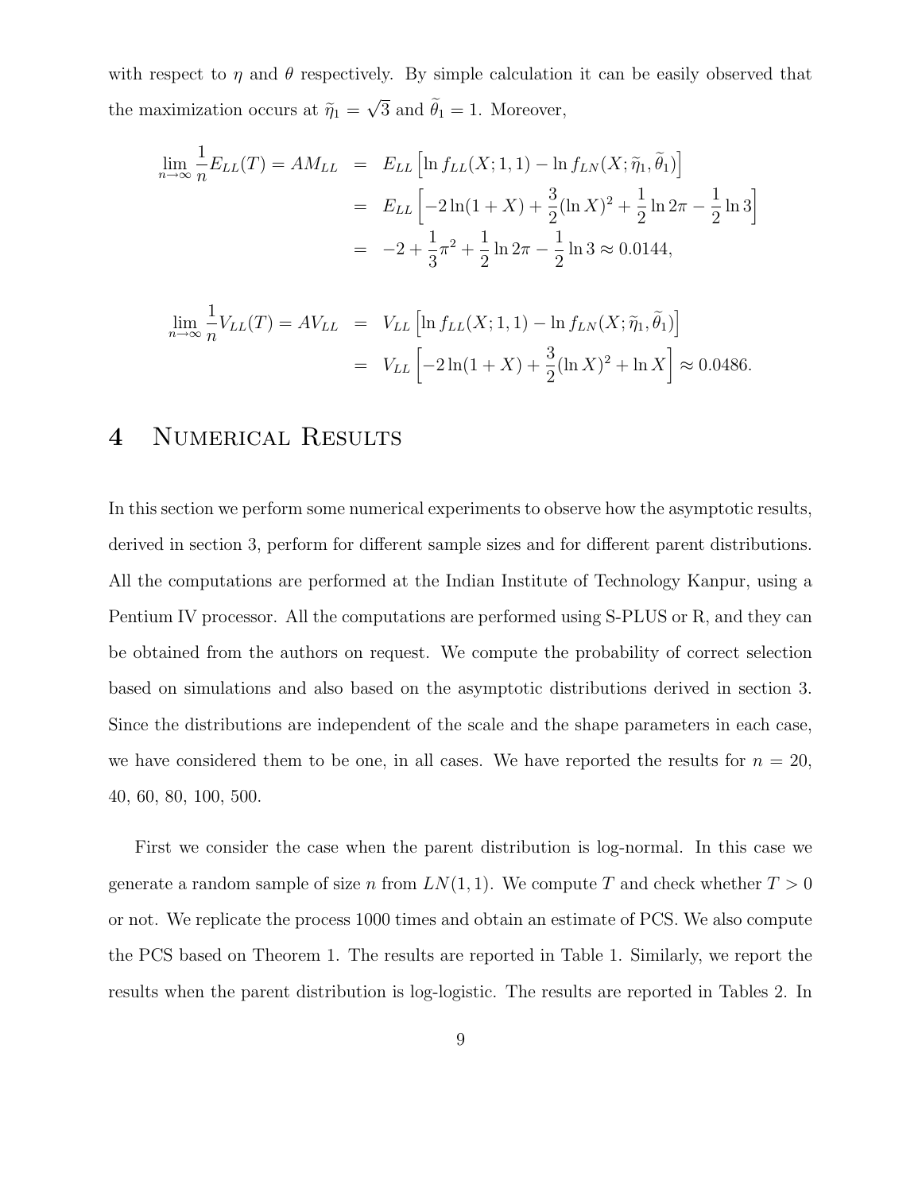with respect to $\eta$ and $\theta$ respectively. By simple calculation it can be easily observed that the maximization occurs at $\widetilde{\eta}_1 = \sqrt{3}$ and $\widetilde{\theta}_1 = 1$. Moreover,

$$
\begin{aligned}
\lim_{n \to \infty} \frac{1}{n} E_{LL}(T) = AM_{LL} &= E_{LL}\left[\ln f_{LL}(X; 1, 1) - \ln f_{LN}(X; \widetilde{\eta}_1, \widetilde{\theta}_1)\right] \\
&= E_{LL}\left[-2\ln(1+X) + \frac{3}{2}(\ln X)^2 + \frac{1}{2}\ln 2\pi - \frac{1}{2}\ln 3\right] \\
&= -2 + \frac{1}{3}\pi^2 + \frac{1}{2}\ln 2\pi - \frac{1}{2}\ln 3 \approx 0.0144,
\end{aligned}
$$

$$
\begin{aligned}
\lim_{n \to \infty} \frac{1}{n} V_{LL}(T) = AV_{LL} &= V_{LL}\left[\ln f_{LL}(X; 1, 1) - \ln f_{LN}(X; \widetilde{\eta}_1, \widetilde{\theta}_1)\right] \\
&= V_{LL}\left[-2\ln(1+X) + \frac{3}{2}(\ln X)^2 + \ln X\right] \approx 0.0486.
\end{aligned}
$$

# 4 Numerical Results

In this section we perform some numerical experiments to observe how the asymptotic results, derived in section 3, perform for different sample sizes and for different parent distributions. All the computations are performed at the Indian Institute of Technology Kanpur, using a Pentium IV processor. All the computations are performed using S-PLUS or R, and they can be obtained from the authors on request. We compute the probability of correct selection based on simulations and also based on the asymptotic distributions derived in section 3. Since the distributions are independent of the scale and the shape parameters in each case, we have considered them to be one, in all cases. We have reported the results for $n$ = 20, 40, 60, 80, 100, 500.

First we consider the case when the parent distribution is log-normal. In this case we generate a random sample of size $n$ from $LN(1,1)$. We compute $T$ and check whether $T > 0$ or not. We replicate the process 1000 times and obtain an estimate of PCS. We also compute the PCS based on Theorem 1. The results are reported in Table 1. Similarly, we report the results when the parent distribution is log-logistic. The results are reported in Tables 2. In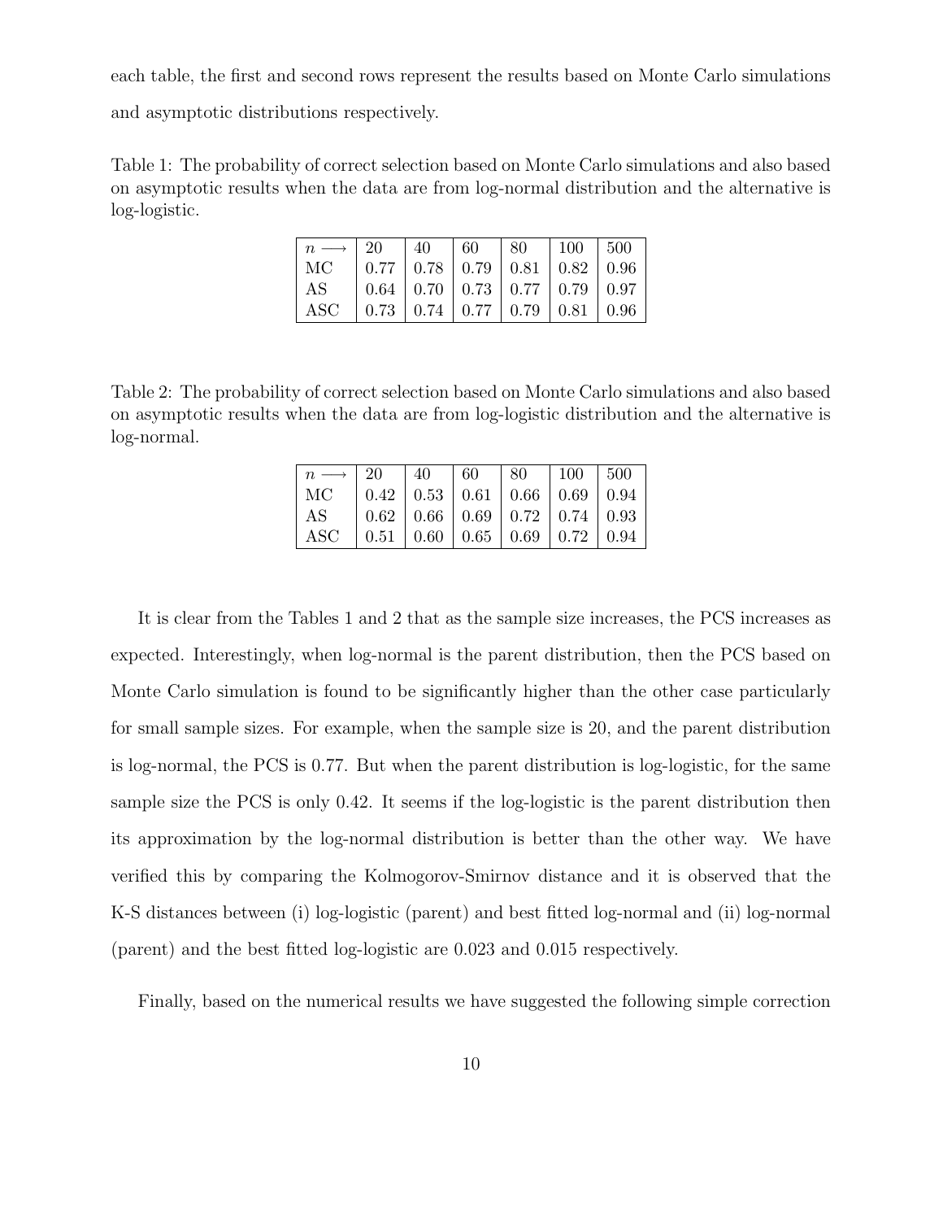each table, the first and second rows represent the results based on Monte Carlo simulations and asymptotic distributions respectively.

Table 1: The probability of correct selection based on Monte Carlo simulations and also based on asymptotic results when the data are from log-normal distribution and the alternative is log-logistic.

| $n \longrightarrow$ | 20 | 40 | 60 | 80 | 100 | 500 |
|---|---|---|---|---|---|---|
| MC | 0.77 | 0.78 | 0.79 | 0.81 | 0.82 | 0.96 |
| AS | 0.64 | 0.70 | 0.73 | 0.77 | 0.79 | 0.97 |
| ASC | 0.73 | 0.74 | 0.77 | 0.79 | 0.81 | 0.96 |

Table 2: The probability of correct selection based on Monte Carlo simulations and also based on asymptotic results when the data are from log-logistic distribution and the alternative is log-normal.

| $n \longrightarrow$ | 20 | 40 | 60 | 80 | 100 | 500 |
|---|---|---|---|---|---|---|
| MC | 0.42 | 0.53 | 0.61 | 0.66 | 0.69 | 0.94 |
| AS | 0.62 | 0.66 | 0.69 | 0.72 | 0.74 | 0.93 |
| ASC | 0.51 | 0.60 | 0.65 | 0.69 | 0.72 | 0.94 |

It is clear from the Tables 1 and 2 that as the sample size increases, the PCS increases as expected. Interestingly, when log-normal is the parent distribution, then the PCS based on Monte Carlo simulation is found to be significantly higher than the other case particularly for small sample sizes. For example, when the sample size is 20, and the parent distribution is log-normal, the PCS is 0.77. But when the parent distribution is log-logistic, for the same sample size the PCS is only 0.42. It seems if the log-logistic is the parent distribution then its approximation by the log-normal distribution is better than the other way. We have verified this by comparing the Kolmogorov-Smirnov distance and it is observed that the K-S distances between (i) log-logistic (parent) and best fitted log-normal and (ii) log-normal (parent) and the best fitted log-logistic are 0.023 and 0.015 respectively.

Finally, based on the numerical results we have suggested the following simple correction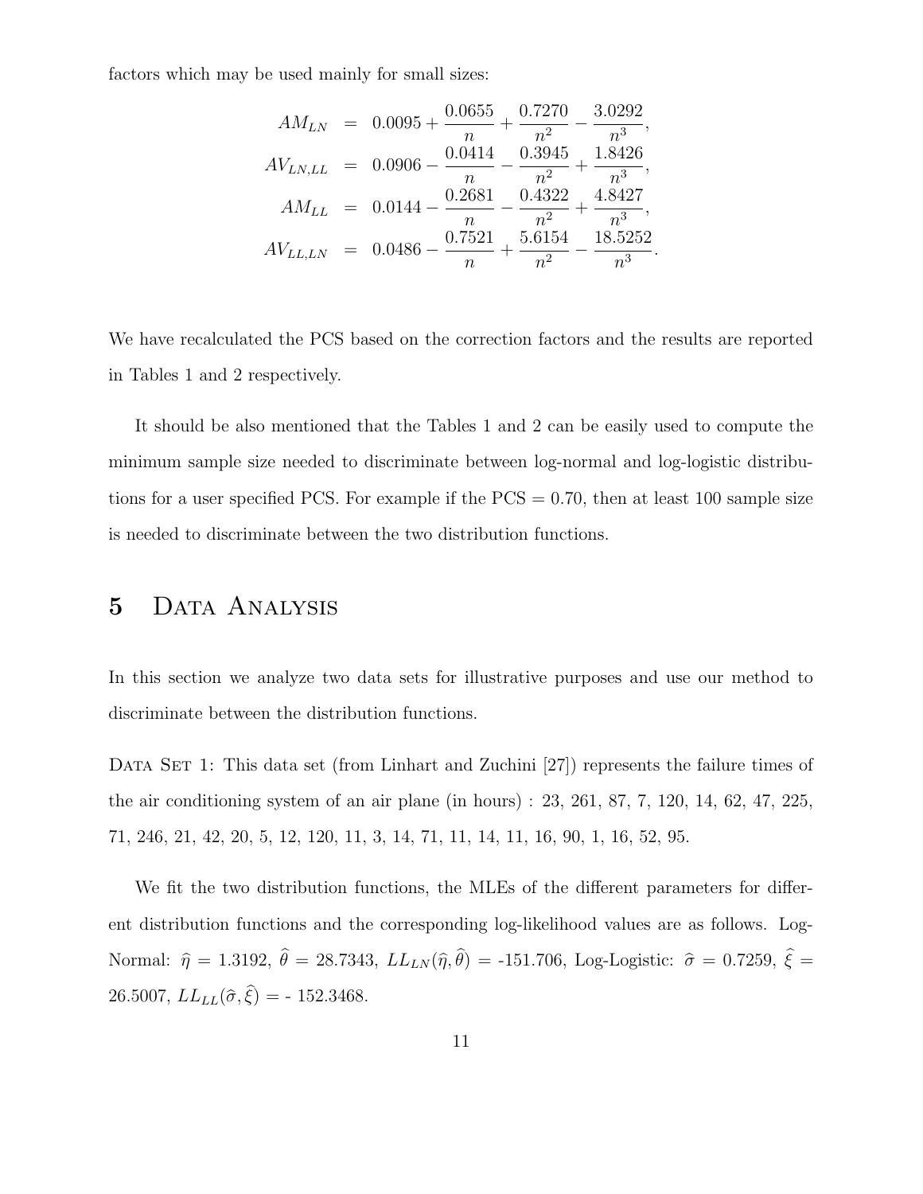factors which may be used mainly for small sizes:

$$
\begin{aligned}
AM_{LN} &= 0.0095 + \frac{0.0655}{n} + \frac{0.7270}{n^2} - \frac{3.0292}{n^3}, \\
AV_{LN,LL} &= 0.0906 - \frac{0.0414}{n} - \frac{0.3945}{n^2} + \frac{1.8426}{n^3}, \\
AM_{LL} &= 0.0144 - \frac{0.2681}{n} - \frac{0.4322}{n^2} + \frac{4.8427}{n^3}, \\
AV_{LL,LN} &= 0.0486 - \frac{0.7521}{n} + \frac{5.6154}{n^2} - \frac{18.5252}{n^3}.
\end{aligned}
$$

We have recalculated the PCS based on the correction factors and the results are reported in Tables 1 and 2 respectively.

It should be also mentioned that the Tables 1 and 2 can be easily used to compute the minimum sample size needed to discriminate between log-normal and log-logistic distributions for a user specified PCS. For example if the PCS = 0.70, then at least 100 sample size is needed to discriminate between the two distribution functions.

# 5 Data Analysis

In this section we analyze two data sets for illustrative purposes and use our method to discriminate between the distribution functions.

Data Set 1: This data set (from Linhart and Zuchini [27]) represents the failure times of the air conditioning system of an air plane (in hours) : 23, 261, 87, 7, 120, 14, 62, 47, 225, 71, 246, 21, 42, 20, 5, 12, 120, 11, 3, 14, 71, 11, 14, 11, 16, 90, 1, 16, 52, 95.

We fit the two distribution functions, the MLEs of the different parameters for different distribution functions and the corresponding log-likelihood values are as follows. Log-Normal: $\widehat{\eta} = 1.3192$, $\widehat{\theta} = 28.7343$, $LL_{LN}(\widehat{\eta}, \widehat{\theta}) = -151.706$, Log-Logistic: $\widehat{\sigma} = 0.7259$, $\widehat{\xi} = 26.5007$, $LL_{LL}(\widehat{\sigma}, \widehat{\xi}) = -152.3468$.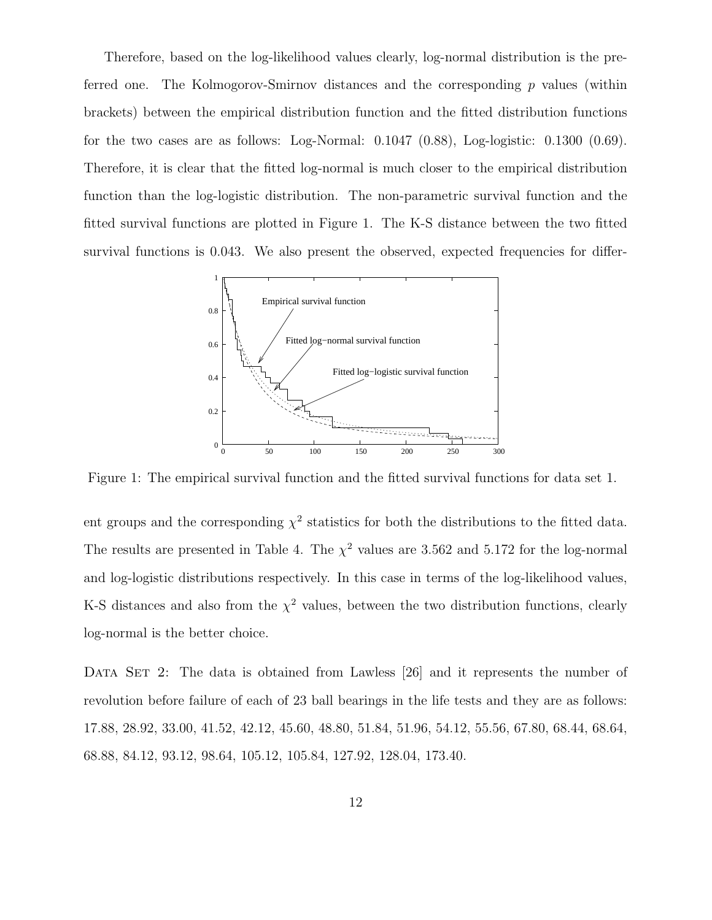Therefore, based on the log-likelihood values clearly, log-normal distribution is the preferred one. The Kolmogorov-Smirnov distances and the corresponding $p$ values (within brackets) between the empirical distribution function and the fitted distribution functions for the two cases are as follows: Log-Normal: 0.1047 (0.88), Log-logistic: 0.1300 (0.69). Therefore, it is clear that the fitted log-normal is much closer to the empirical distribution function than the log-logistic distribution. The non-parametric survival function and the fitted survival functions are plotted in Figure 1. The K-S distance between the two fitted survival functions is 0.043. We also present the observed, expected frequencies for different groups and the corresponding $\chi^2$ statistics for both the distributions to the fitted data. The results are presented in Table 4. The $\chi^2$ values are 3.562 and 5.172 for the log-normal and log-logistic distributions respectively. In this case in terms of the log-likelihood values, K-S distances and also from the $\chi^2$ values, between the two distribution functions, clearly log-normal is the better choice.

Figure 1: The empirical survival function and the fitted survival functions for data set 1.

Data Set 2: The data is obtained from Lawless [26] and it represents the number of revolution before failure of each of 23 ball bearings in the life tests and they are as follows: 17.88, 28.92, 33.00, 41.52, 42.12, 45.60, 48.80, 51.84, 51.96, 54.12, 55.56, 67.80, 68.44, 68.64, 68.88, 84.12, 93.12, 98.64, 105.12, 105.84, 127.92, 128.04, 173.40.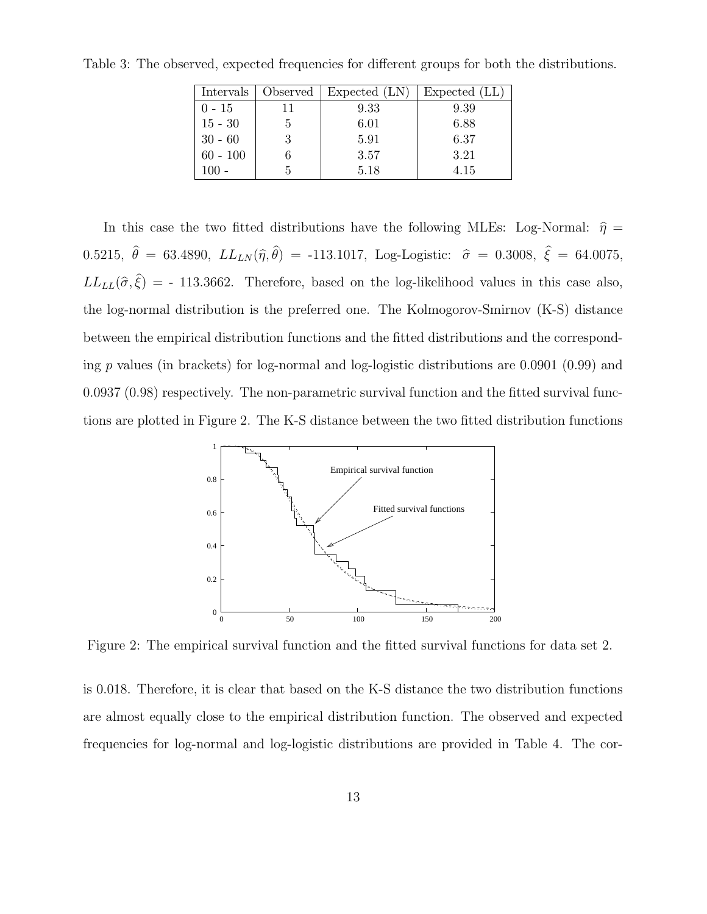Table 3: The observed, expected frequencies for different groups for both the distributions.

| Intervals | Observed | Expected (LN) | Expected (LL) |
|---|---|---|---|
| 0 - 15 | 11 | 9.33 | 9.39 |
| 15 - 30 | 5 | 6.01 | 6.88 |
| 30 - 60 | 3 | 5.91 | 6.37 |
| 60 - 100 | 6 | 3.57 | 3.21 |
| 100 - | 5 | 5.18 | 4.15 |

In this case the two fitted distributions have the following MLEs: Log-Normal: $\widehat{\eta} = 0.5215$, $\widehat{\theta} = 63.4890$, $LL_{LN}(\widehat{\eta}, \widehat{\theta}) = -113.1017$, Log-Logistic: $\widehat{\sigma} = 0.3008$, $\widehat{\xi} = 64.0075$, $LL_{LL}(\widehat{\sigma}, \widehat{\xi}) = -113.3662$. Therefore, based on the log-likelihood values in this case also, the log-normal distribution is the preferred one. The Kolmogorov-Smirnov (K-S) distance between the empirical distribution functions and the fitted distributions and the corresponding $p$ values (in brackets) for log-normal and log-logistic distributions are 0.0901 (0.99) and 0.0937 (0.98) respectively. The non-parametric survival function and the fitted survival functions are plotted in Figure 2. The K-S distance between the two fitted distribution functions

Figure 2: The empirical survival function and the fitted survival functions for data set 2.

is 0.018. Therefore, it is clear that based on the K-S distance the two distribution functions are almost equally close to the empirical distribution function. The observed and expected frequencies for log-normal and log-logistic distributions are provided in Table 4. The cor-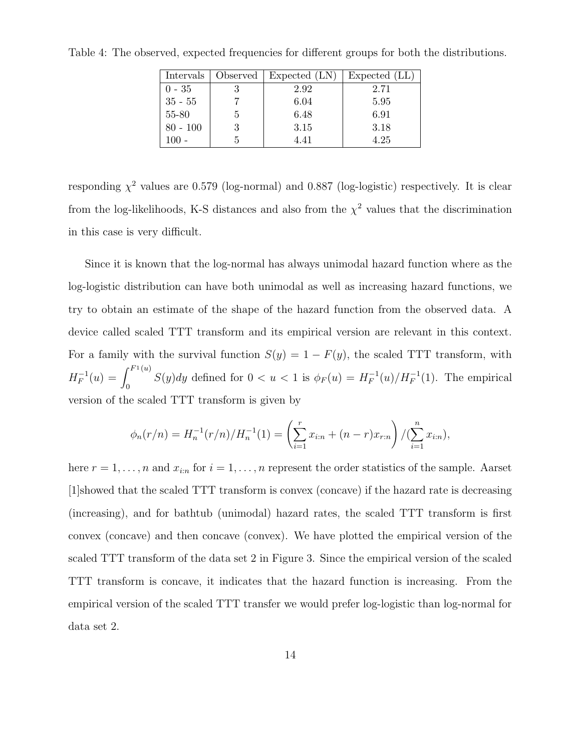Table 4: The observed, expected frequencies for different groups for both the distributions.

| Intervals | Observed | Expected (LN) | Expected (LL) |
|---|---|---|---|
| 0 - 35 | 3 | 2.92 | 2.71 |
| 35 - 55 | 7 | 6.04 | 5.95 |
| 55-80 | 5 | 6.48 | 6.91 |
| 80 - 100 | 3 | 3.15 | 3.18 |
| 100 - | 5 | 4.41 | 4.25 |

responding $\chi^2$ values are 0.579 (log-normal) and 0.887 (log-logistic) respectively. It is clear from the log-likelihoods, K-S distances and also from the $\chi^2$ values that the discrimination in this case is very difficult.

Since it is known that the log-normal has always unimodal hazard function where as the log-logistic distribution can have both unimodal as well as increasing hazard functions, we try to obtain an estimate of the shape of the hazard function from the observed data. A device called scaled TTT transform and its empirical version are relevant in this context. For a family with the survival function $S(y) = 1 - F(y)$, the scaled TTT transform, with $H_F^{-1}(u) = \int_0^{F^{-1}(u)} S(y)dy$ defined for $0 < u < 1$ is $\phi_F(u) = H_F^{-1}(u)/H_F^{-1}(1)$. The empirical version of the scaled TTT transform is given by

$$\phi_n(r/n) = H_n^{-1}(r/n)/H_n^{-1}(1) = \left(\sum_{i=1}^{r} x_{i:n} + (n-r)x_{r:n}\right)/(\sum_{i=1}^{n} x_{i:n}),$$

here $r = 1, \ldots, n$ and $x_{i:n}$ for $i = 1, \ldots, n$ represent the order statistics of the sample. Aarset [1]showed that the scaled TTT transform is convex (concave) if the hazard rate is decreasing (increasing), and for bathtub (unimodal) hazard rates, the scaled TTT transform is first convex (concave) and then concave (convex). We have plotted the empirical version of the scaled TTT transform of the data set 2 in Figure 3. Since the empirical version of the scaled TTT transform is concave, it indicates that the hazard function is increasing. From the empirical version of the scaled TTT transfer we would prefer log-logistic than log-normal for data set 2.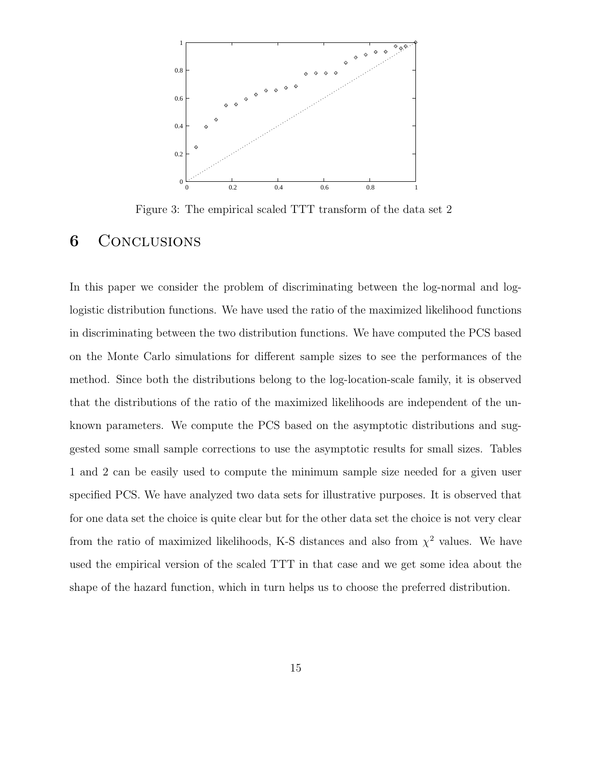Figure 3: The empirical scaled TTT transform of the data set 2

# 6 Conclusions

In this paper we consider the problem of discriminating between the log-normal and log-logistic distribution functions. We have used the ratio of the maximized likelihood functions in discriminating between the two distribution functions. We have computed the PCS based on the Monte Carlo simulations for different sample sizes to see the performances of the method. Since both the distributions belong to the log-location-scale family, it is observed that the distributions of the ratio of the maximized likelihoods are independent of the unknown parameters. We compute the PCS based on the asymptotic distributions and suggested some small sample corrections to use the asymptotic results for small sizes. Tables 1 and 2 can be easily used to compute the minimum sample size needed for a given user specified PCS. We have analyzed two data sets for illustrative purposes. It is observed that for one data set the choice is quite clear but for the other data set the choice is not very clear from the ratio of maximized likelihoods, K-S distances and also from $\chi^2$ values. We have used the empirical version of the scaled TTT in that case and we get some idea about the shape of the hazard function, which in turn helps us to choose the preferred distribution.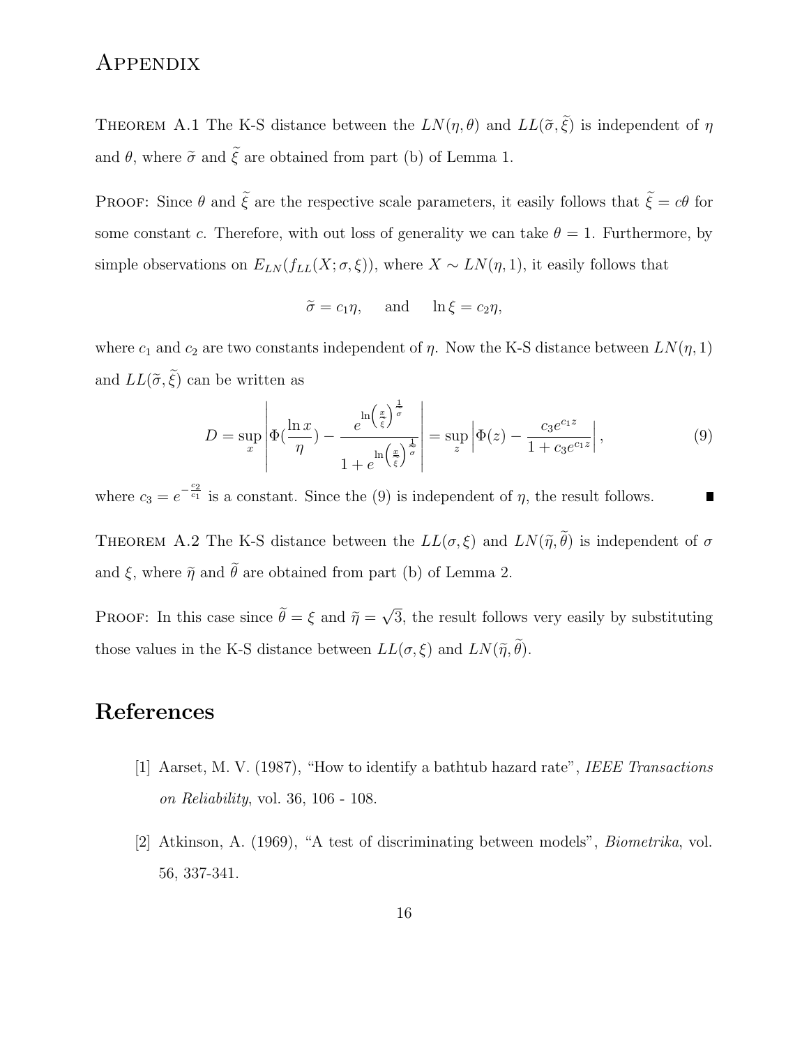# Appendix

Theorem A.1 The K-S distance between the $LN(\eta, \theta)$ and $LL(\widetilde{\sigma}, \widetilde{\xi})$ is independent of $\eta$ and $\theta$, where $\widetilde{\sigma}$ and $\widetilde{\xi}$ are obtained from part (b) of Lemma 1.

Proof: Since $\theta$ and $\widetilde{\xi}$ are the respective scale parameters, it easily follows that $\widetilde{\xi} = c\theta$ for some constant $c$. Therefore, with out loss of generality we can take $\theta = 1$. Furthermore, by simple observations on $E_{LN}(f_{LL}(X; \sigma, \xi))$, where $X \sim LN(\eta, 1)$, it easily follows that

$$\widetilde{\sigma} = c_1 \eta, \quad \text{and} \quad \ln \xi = c_2 \eta,$$

where $c_1$ and $c_2$ are two constants independent of $\eta$. Now the K-S distance between $LN(\eta, 1)$ and $LL(\widetilde{\sigma}, \widetilde{\xi})$ can be written as

$$D = \sup_x \left| \Phi\left(\frac{\ln x}{\eta}\right) - \frac{e^{\ln\left(\frac{x}{\xi}\right)^{\frac{1}{\sigma}}}}{1 + e^{\ln\left(\frac{x}{\xi}\right)^{\frac{1}{\sigma}}}} \right| = \sup_z \left| \Phi(z) - \frac{c_3 e^{c_1 z}}{1 + c_3 e^{c_1 z}} \right|, \tag{9}$$

where $c_3 = e^{-\frac{c_2}{c_1}}$ is a constant. Since the (9) is independent of $\eta$, the result follows. ∎

Theorem A.2 The K-S distance between the $LL(\sigma, \xi)$ and $LN(\widetilde{\eta}, \widetilde{\theta})$ is independent of $\sigma$ and $\xi$, where $\widetilde{\eta}$ and $\widetilde{\theta}$ are obtained from part (b) of Lemma 2.

Proof: In this case since $\widetilde{\theta} = \xi$ and $\widetilde{\eta} = \sqrt{3}$, the result follows very easily by substituting those values in the K-S distance between $LL(\sigma, \xi)$ and $LN(\widetilde{\eta}, \widetilde{\theta})$.

# References

[1] Aarset, M. V. (1987), "How to identify a bathtub hazard rate", *IEEE Transactions on Reliability*, vol. 36, 106 - 108.

[2] Atkinson, A. (1969), "A test of discriminating between models", *Biometrika*, vol. 56, 337-341.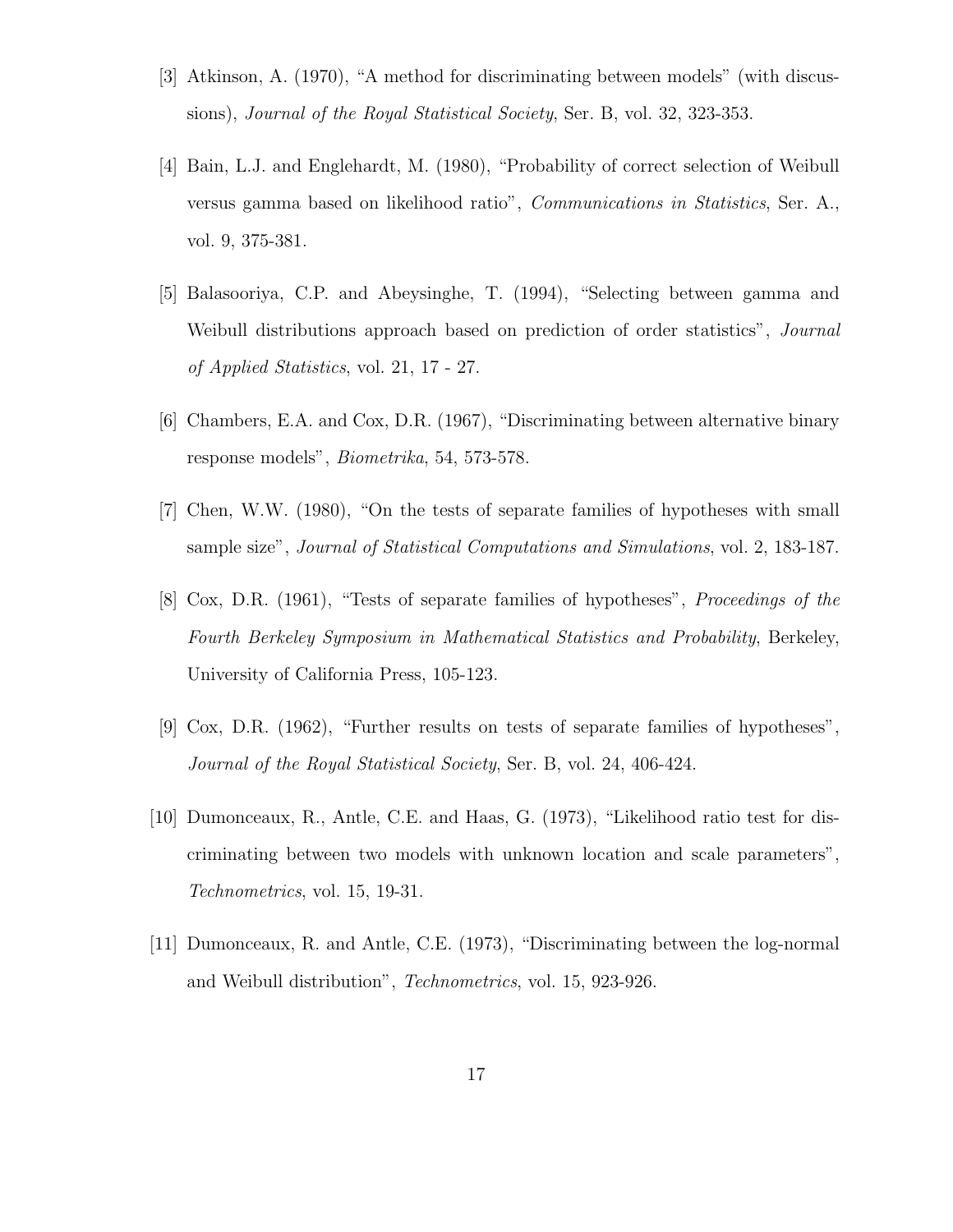[3] Atkinson, A. (1970), "A method for discriminating between models" (with discussions), *Journal of the Royal Statistical Society*, Ser. B, vol. 32, 323-353.

[4] Bain, L.J. and Englehardt, M. (1980), "Probability of correct selection of Weibull versus gamma based on likelihood ratio", *Communications in Statistics*, Ser. A., vol. 9, 375-381.

[5] Balasooriya, C.P. and Abeysinghe, T. (1994), "Selecting between gamma and Weibull distributions approach based on prediction of order statistics", *Journal of Applied Statistics*, vol. 21, 17 - 27.

[6] Chambers, E.A. and Cox, D.R. (1967), "Discriminating between alternative binary response models", *Biometrika*, 54, 573-578.

[7] Chen, W.W. (1980), "On the tests of separate families of hypotheses with small sample size", *Journal of Statistical Computations and Simulations*, vol. 2, 183-187.

[8] Cox, D.R. (1961), "Tests of separate families of hypotheses", *Proceedings of the Fourth Berkeley Symposium in Mathematical Statistics and Probability*, Berkeley, University of California Press, 105-123.

[9] Cox, D.R. (1962), "Further results on tests of separate families of hypotheses", *Journal of the Royal Statistical Society*, Ser. B, vol. 24, 406-424.

[10] Dumonceaux, R., Antle, C.E. and Haas, G. (1973), "Likelihood ratio test for discriminating between two models with unknown location and scale parameters", *Technometrics*, vol. 15, 19-31.

[11] Dumonceaux, R. and Antle, C.E. (1973), "Discriminating between the log-normal and Weibull distribution", *Technometrics*, vol. 15, 923-926.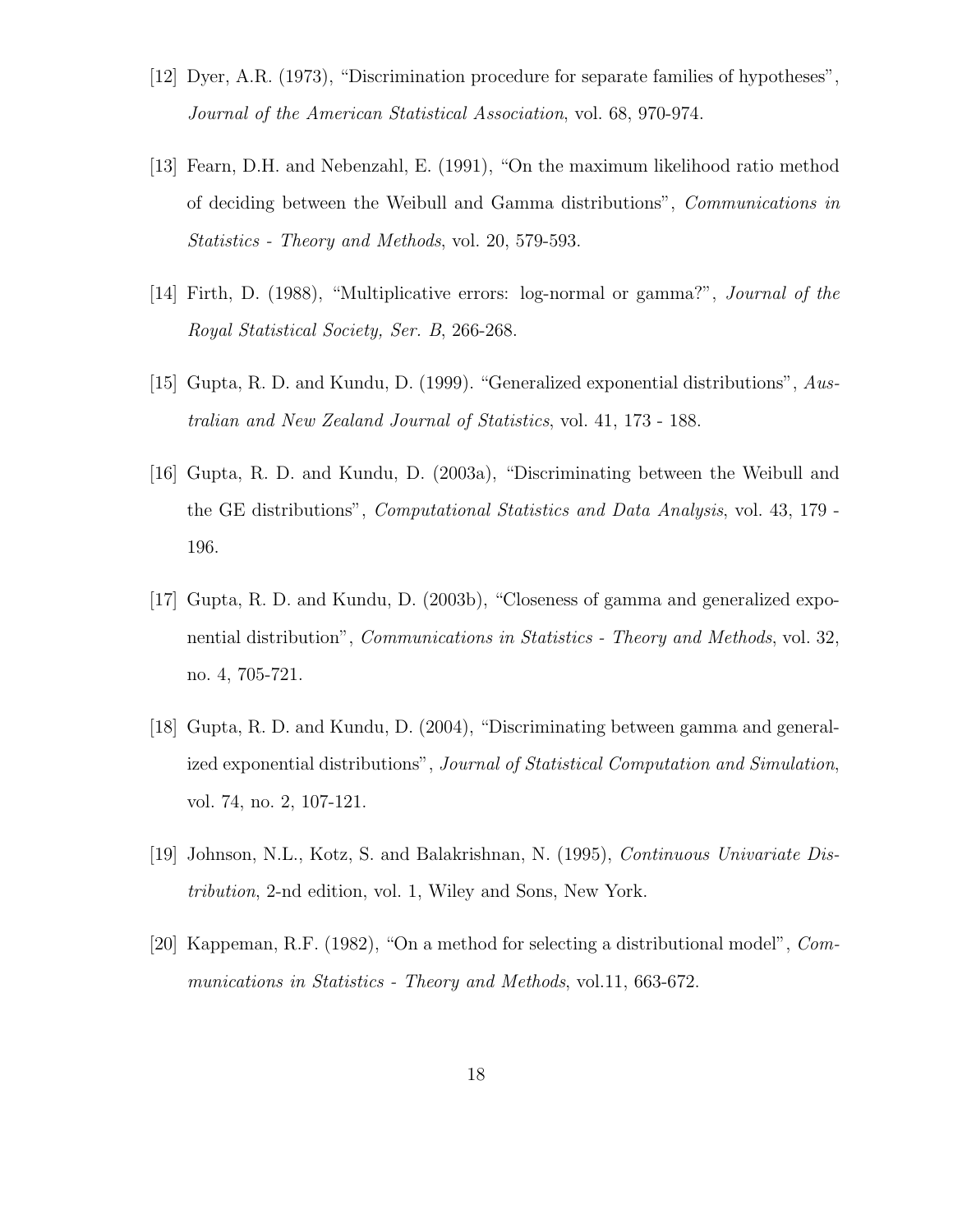[12] Dyer, A.R. (1973), "Discrimination procedure for separate families of hypotheses", *Journal of the American Statistical Association*, vol. 68, 970-974.

[13] Fearn, D.H. and Nebenzahl, E. (1991), "On the maximum likelihood ratio method of deciding between the Weibull and Gamma distributions", *Communications in Statistics - Theory and Methods*, vol. 20, 579-593.

[14] Firth, D. (1988), "Multiplicative errors: log-normal or gamma?", *Journal of the Royal Statistical Society, Ser. B*, 266-268.

[15] Gupta, R. D. and Kundu, D. (1999). "Generalized exponential distributions", *Australian and New Zealand Journal of Statistics*, vol. 41, 173 - 188.

[16] Gupta, R. D. and Kundu, D. (2003a), "Discriminating between the Weibull and the GE distributions", *Computational Statistics and Data Analysis*, vol. 43, 179 - 196.

[17] Gupta, R. D. and Kundu, D. (2003b), "Closeness of gamma and generalized exponential distribution", *Communications in Statistics - Theory and Methods*, vol. 32, no. 4, 705-721.

[18] Gupta, R. D. and Kundu, D. (2004), "Discriminating between gamma and generalized exponential distributions", *Journal of Statistical Computation and Simulation*, vol. 74, no. 2, 107-121.

[19] Johnson, N.L., Kotz, S. and Balakrishnan, N. (1995), *Continuous Univariate Distribution*, 2-nd edition, vol. 1, Wiley and Sons, New York.

[20] Kappeman, R.F. (1982), "On a method for selecting a distributional model", *Communications in Statistics - Theory and Methods*, vol.11, 663-672.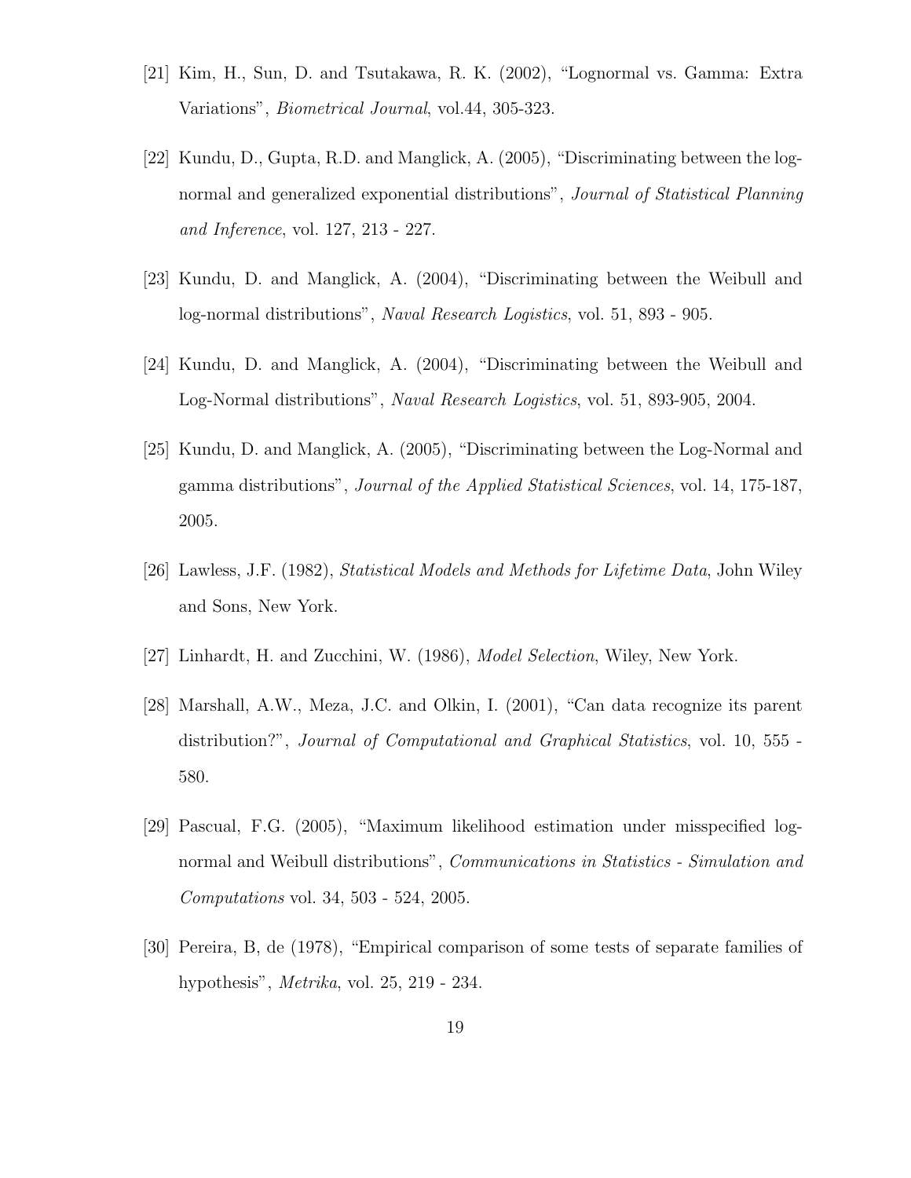[21] Kim, H., Sun, D. and Tsutakawa, R. K. (2002), "Lognormal vs. Gamma: Extra Variations", *Biometrical Journal*, vol.44, 305-323.

[22] Kundu, D., Gupta, R.D. and Manglick, A. (2005), "Discriminating between the log-normal and generalized exponential distributions", *Journal of Statistical Planning and Inference*, vol. 127, 213 - 227.

[23] Kundu, D. and Manglick, A. (2004), "Discriminating between the Weibull and log-normal distributions", *Naval Research Logistics*, vol. 51, 893 - 905.

[24] Kundu, D. and Manglick, A. (2004), "Discriminating between the Weibull and Log-Normal distributions", *Naval Research Logistics*, vol. 51, 893-905, 2004.

[25] Kundu, D. and Manglick, A. (2005), "Discriminating between the Log-Normal and gamma distributions", *Journal of the Applied Statistical Sciences*, vol. 14, 175-187, 2005.

[26] Lawless, J.F. (1982), *Statistical Models and Methods for Lifetime Data*, John Wiley and Sons, New York.

[27] Linhardt, H. and Zucchini, W. (1986), *Model Selection*, Wiley, New York.

[28] Marshall, A.W., Meza, J.C. and Olkin, I. (2001), "Can data recognize its parent distribution?", *Journal of Computational and Graphical Statistics*, vol. 10, 555 - 580.

[29] Pascual, F.G. (2005), "Maximum likelihood estimation under misspecified log-normal and Weibull distributions", *Communications in Statistics - Simulation and Computations* vol. 34, 503 - 524, 2005.

[30] Pereira, B, de (1978), "Empirical comparison of some tests of separate families of hypothesis", *Metrika*, vol. 25, 219 - 234.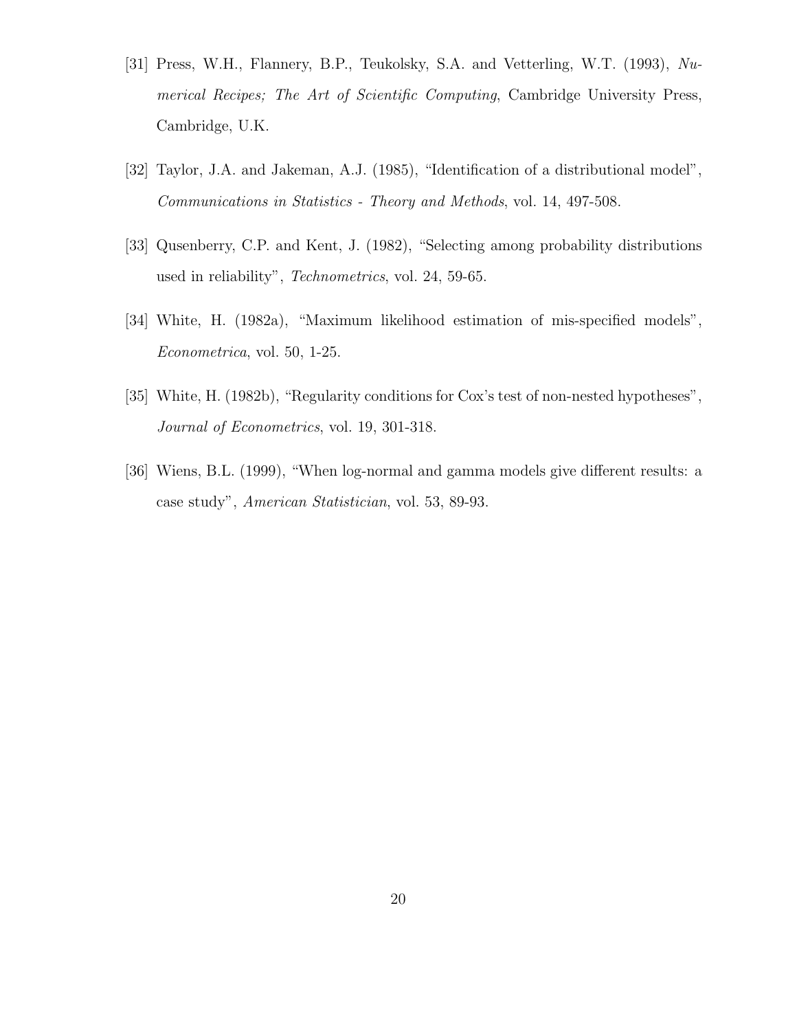[31] Press, W.H., Flannery, B.P., Teukolsky, S.A. and Vetterling, W.T. (1993), *Numerical Recipes; The Art of Scientific Computing*, Cambridge University Press, Cambridge, U.K.

[32] Taylor, J.A. and Jakeman, A.J. (1985), "Identification of a distributional model", *Communications in Statistics - Theory and Methods*, vol. 14, 497-508.

[33] Qusenberry, C.P. and Kent, J. (1982), "Selecting among probability distributions used in reliability", *Technometrics*, vol. 24, 59-65.

[34] White, H. (1982a), "Maximum likelihood estimation of mis-specified models", *Econometrica*, vol. 50, 1-25.

[35] White, H. (1982b), "Regularity conditions for Cox's test of non-nested hypotheses", *Journal of Econometrics*, vol. 19, 301-318.

[36] Wiens, B.L. (1999), "When log-normal and gamma models give different results: a case study", *American Statistician*, vol. 53, 89-93.